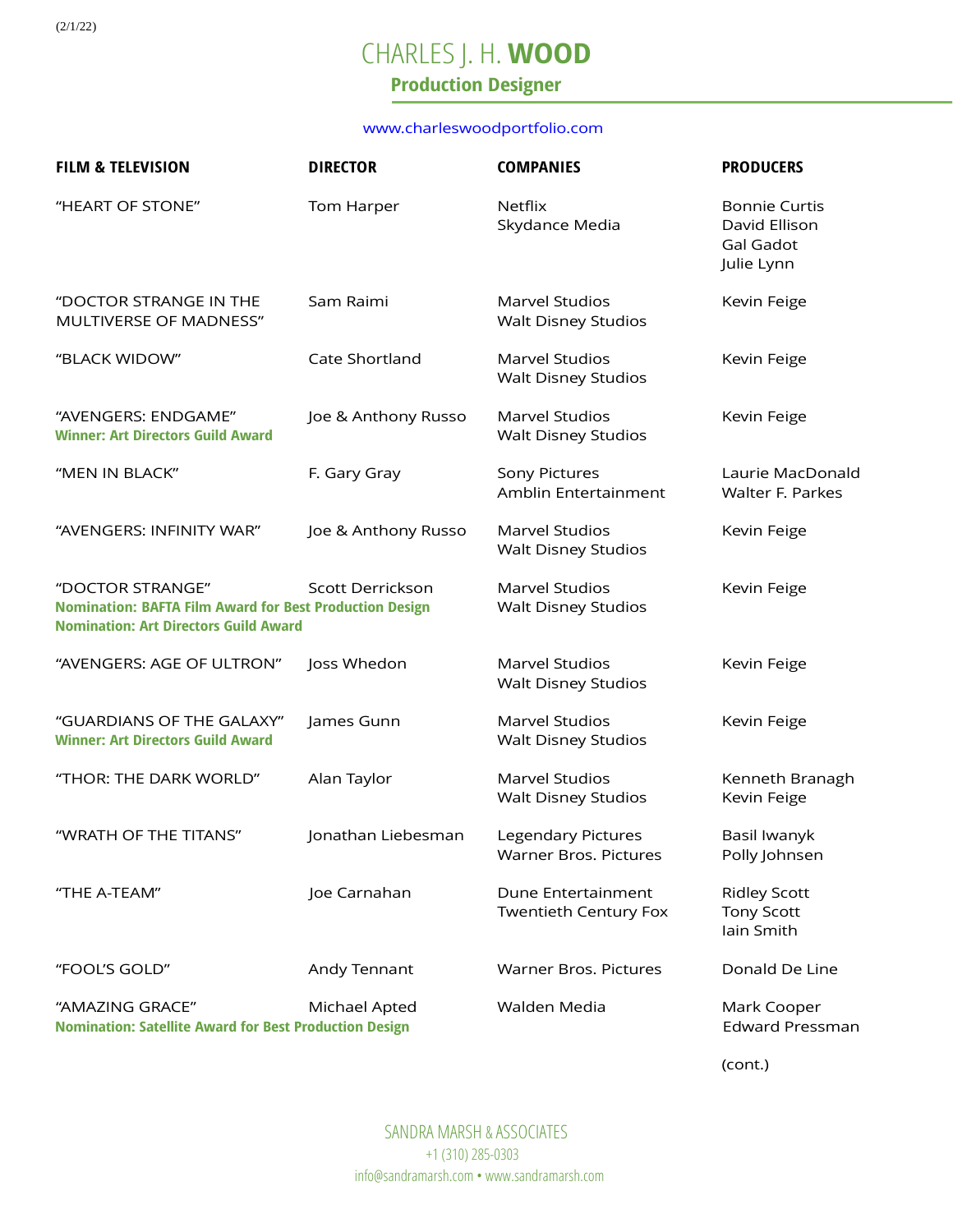(2/1/22)

# CHARLES J. H. **WOOD**

## Production Designer

www.charleswoodportfolio.com

| FILM & TELEVISION | DIRECTOR | COMPANIES | PRODUCERS |
|---|---|---|---|
| "HEART OF STONE" | Tom Harper | Netflix<br>Skydance Media | Bonnie Curtis<br>David Ellison<br>Gal Gadot<br>Julie Lynn |
| "DOCTOR STRANGE IN THE MULTIVERSE OF MADNESS" | Sam Raimi | Marvel Studios<br>Walt Disney Studios | Kevin Feige |
| "BLACK WIDOW" | Cate Shortland | Marvel Studios<br>Walt Disney Studios | Kevin Feige |
| "AVENGERS: ENDGAME"<br>**Winner: Art Directors Guild Award** | Joe & Anthony Russo | Marvel Studios<br>Walt Disney Studios | Kevin Feige |
| "MEN IN BLACK" | F. Gary Gray | Sony Pictures<br>Amblin Entertainment | Laurie MacDonald<br>Walter F. Parkes |
| "AVENGERS: INFINITY WAR" | Joe & Anthony Russo | Marvel Studios<br>Walt Disney Studios | Kevin Feige |
| "DOCTOR STRANGE"<br>**Nomination: BAFTA Film Award for Best Production Design**<br>**Nomination: Art Directors Guild Award** | Scott Derrickson | Marvel Studios<br>Walt Disney Studios | Kevin Feige |
| "AVENGERS: AGE OF ULTRON" | Joss Whedon | Marvel Studios<br>Walt Disney Studios | Kevin Feige |
| "GUARDIANS OF THE GALAXY"<br>**Winner: Art Directors Guild Award** | James Gunn | Marvel Studios<br>Walt Disney Studios | Kevin Feige |
| "THOR: THE DARK WORLD" | Alan Taylor | Marvel Studios<br>Walt Disney Studios | Kenneth Branagh<br>Kevin Feige |
| "WRATH OF THE TITANS" | Jonathan Liebesman | Legendary Pictures<br>Warner Bros. Pictures | Basil Iwanyk<br>Polly Johnsen |
| "THE A-TEAM" | Joe Carnahan | Dune Entertainment<br>Twentieth Century Fox | Ridley Scott<br>Tony Scott<br>Iain Smith |
| "FOOL'S GOLD" | Andy Tennant | Warner Bros. Pictures | Donald De Line |
| "AMAZING GRACE"<br>**Nomination: Satellite Award for Best Production Design** | Michael Apted | Walden Media | Mark Cooper<br>Edward Pressman |

(cont.)

SANDRA MARSH & ASSOCIATES
+1 (310) 285-0303
info@sandramarsh.com • www.sandramarsh.com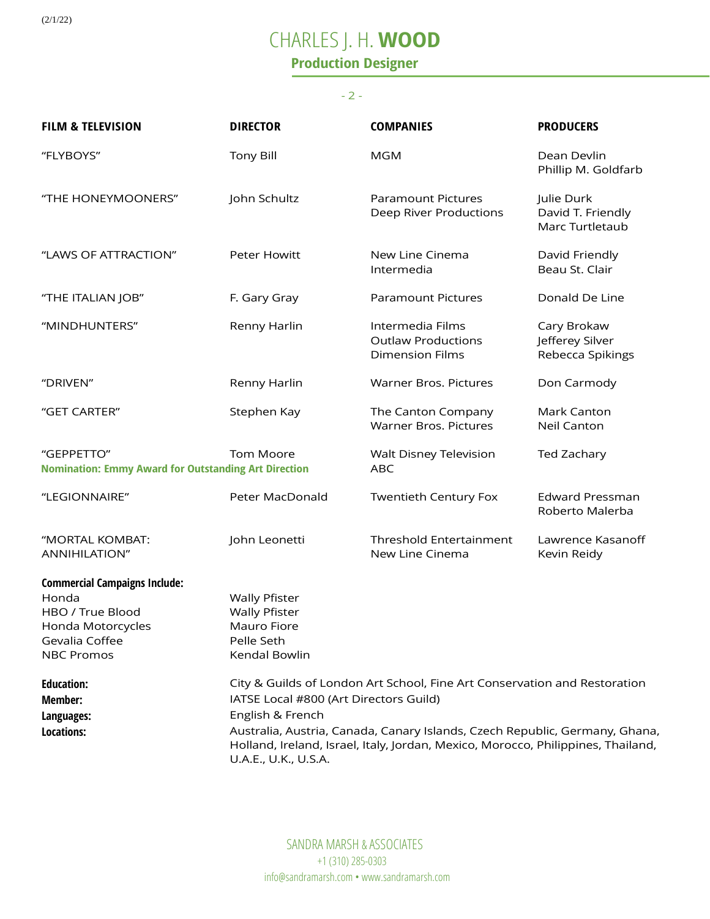(2/1/22)

# CHARLES J. H. **WOOD**

## Production Designer

| FILM & TELEVISION | DIRECTOR | COMPANIES | PRODUCERS |
|---|---|---|---|
| "FLYBOYS" | Tony Bill | MGM | Dean Devlin<br>Phillip M. Goldfarb |
| "THE HONEYMOONERS" | John Schultz | Paramount Pictures<br>Deep River Productions | Julie Durk<br>David T. Friendly<br>Marc Turtletaub |
| "LAWS OF ATTRACTION" | Peter Howitt | New Line Cinema<br>Intermedia | David Friendly<br>Beau St. Clair |
| "THE ITALIAN JOB" | F. Gary Gray | Paramount Pictures | Donald De Line |
| "MINDHUNTERS" | Renny Harlin | Intermedia Films<br>Outlaw Productions<br>Dimension Films | Cary Brokaw<br>Jefferey Silver<br>Rebecca Spikings |
| "DRIVEN" | Renny Harlin | Warner Bros. Pictures | Don Carmody |
| "GET CARTER" | Stephen Kay | The Canton Company<br>Warner Bros. Pictures | Mark Canton<br>Neil Canton |
| "GEPPETTO"<br>**Nomination: Emmy Award for Outstanding Art Direction** | Tom Moore | Walt Disney Television<br>ABC | Ted Zachary |
| "LEGIONNAIRE" | Peter MacDonald | Twentieth Century Fox | Edward Pressman<br>Roberto Malerba |
| "MORTAL KOMBAT: ANNIHILATION" | John Leonetti | Threshold Entertainment<br>New Line Cinema | Lawrence Kasanoff<br>Kevin Reidy |

**Commercial Campaigns Include:**

| | |
|---|---|
| Honda | Wally Pfister |
| HBO / True Blood | Wally Pfister |
| Honda Motorcycles | Mauro Fiore |
| Gevalia Coffee | Pelle Seth |
| NBC Promos | Kendal Bowlin |

**Education:** City & Guilds of London Art School, Fine Art Conservation and Restoration

**Member:** IATSE Local #800 (Art Directors Guild)

**Languages:** English & French

**Locations:** Australia, Austria, Canada, Canary Islands, Czech Republic, Germany, Ghana, Holland, Ireland, Israel, Italy, Jordan, Mexico, Morocco, Philippines, Thailand, U.A.E., U.K., U.S.A.

SANDRA MARSH & ASSOCIATES
+1 (310) 285-0303
info@sandramarsh.com • www.sandramarsh.com